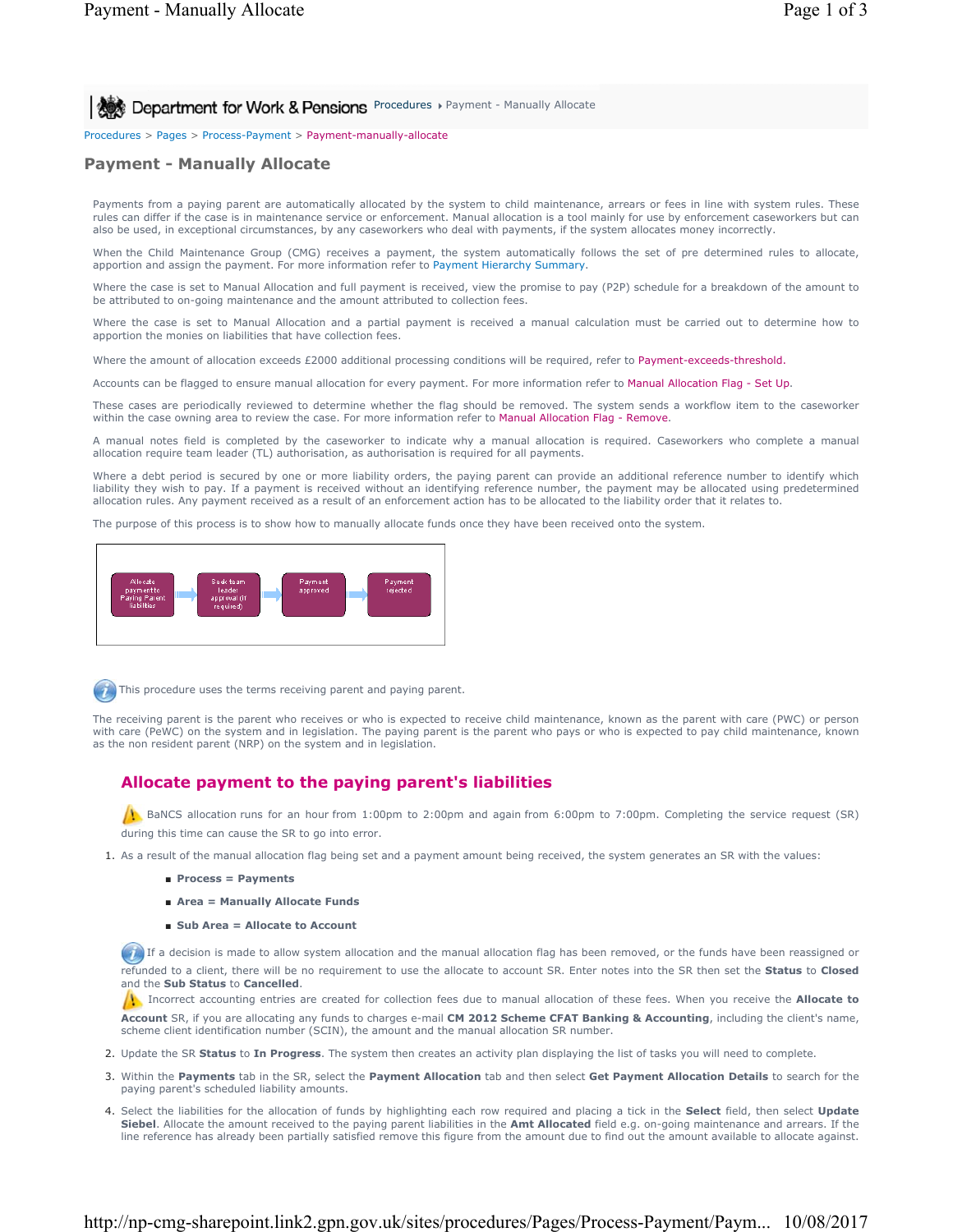Procedures ▸ Payment - Manually Allocate

Procedures > Pages > Process-Payment > Payment-manually-allocate

# Payment - Manually Allocate

Payments from a paying parent are automatically allocated by the system to child maintenance, arrears or fees in line with system rules. These rules can differ if the case is in maintenance service or enforcement. Manual allocation is a tool mainly for use by enforcement caseworkers but can also be used, in exceptional circumstances, by any caseworkers who deal with payments, if the system allocates money incorrectly.

When the Child Maintenance Group (CMG) receives a payment, the system automatically follows the set of pre determined rules to allocate, apportion and assign the payment. For more information refer to Payment Hierarchy Summary.

Where the case is set to Manual Allocation and full payment is received, view the promise to pay (P2P) schedule for a breakdown of the amount to be attributed to on-going maintenance and the amount attributed to collection fees.

Where the case is set to Manual Allocation and a partial payment is received a manual calculation must be carried out to determine how to apportion the monies on liabilities that have collection fees.

Where the amount of allocation exceeds £2000 additional processing conditions will be required, refer to Payment-exceeds-threshold.

Accounts can be flagged to ensure manual allocation for every payment. For more information refer to Manual Allocation Flag - Set Up.

These cases are periodically reviewed to determine whether the flag should be removed. The system sends a workflow item to the caseworker within the case owning area to review the case. For more information refer to Manual Allocation Flag - Remove.

A manual notes field is completed by the caseworker to indicate why a manual allocation is required. Caseworkers who complete a manual allocation require team leader (TL) authorisation, as authorisation is required for all payments.

Where a debt period is secured by one or more liability orders, the paying parent can provide an additional reference number to identify which liability they wish to pay. If a payment is received without an identifying reference number, the payment may be allocated using predetermined allocation rules. Any payment received as a result of an enforcement action has to be allocated to the liability order that it relates to.

The purpose of this process is to show how to manually allocate funds once they have been received onto the system.

Allocate payment to Paying Parent liabilities → Seek team leader approval (if required) → Payment approved → Payment rejected

This procedure uses the terms receiving parent and paying parent.

The receiving parent is the parent who receives or who is expected to receive child maintenance, known as the parent with care (PWC) or person with care (PeWC) on the system and in legislation. The paying parent is the parent who pays or who is expected to pay child maintenance, known as the non resident parent (NRP) on the system and in legislation.

## Allocate payment to the paying parent's liabilities

BaNCS allocation runs for an hour from 1:00pm to 2:00pm and again from 6:00pm to 7:00pm. Completing the service request (SR) during this time can cause the SR to go into error.

1. As a result of the manual allocation flag being set and a payment amount being received, the system generates an SR with the values:
   - **Process = Payments**
   - **Area = Manually Allocate Funds**
   - **Sub Area = Allocate to Account**

   If a decision is made to allow system allocation and the manual allocation flag has been removed, or the funds have been reassigned or refunded to a client, there will be no requirement to use the allocate to account SR. Enter notes into the SR then set the **Status** to **Closed** and the **Sub Status** to **Cancelled**.

   Incorrect accounting entries are created for collection fees due to manual allocation of these fees. When you receive the **Allocate to Account** SR, if you are allocating any funds to charges e-mail **CM 2012 Scheme CFAT Banking & Accounting**, including the client's name, scheme client identification number (SCIN), the amount and the manual allocation SR number.
2. Update the SR **Status** to **In Progress**. The system then creates an activity plan displaying the list of tasks you will need to complete.
3. Within the **Payments** tab in the SR, select the **Payment Allocation** tab and then select **Get Payment Allocation Details** to search for the paying parent's scheduled liability amounts.
4. Select the liabilities for the allocation of funds by highlighting each row required and placing a tick in the **Select** field, then select **Update Siebel**. Allocate the amount received to the paying parent liabilities in the **Amt Allocated** field e.g. on-going maintenance and arrears. If the line reference has already been partially satisfied remove this figure from the amount due to find out the amount available to allocate against.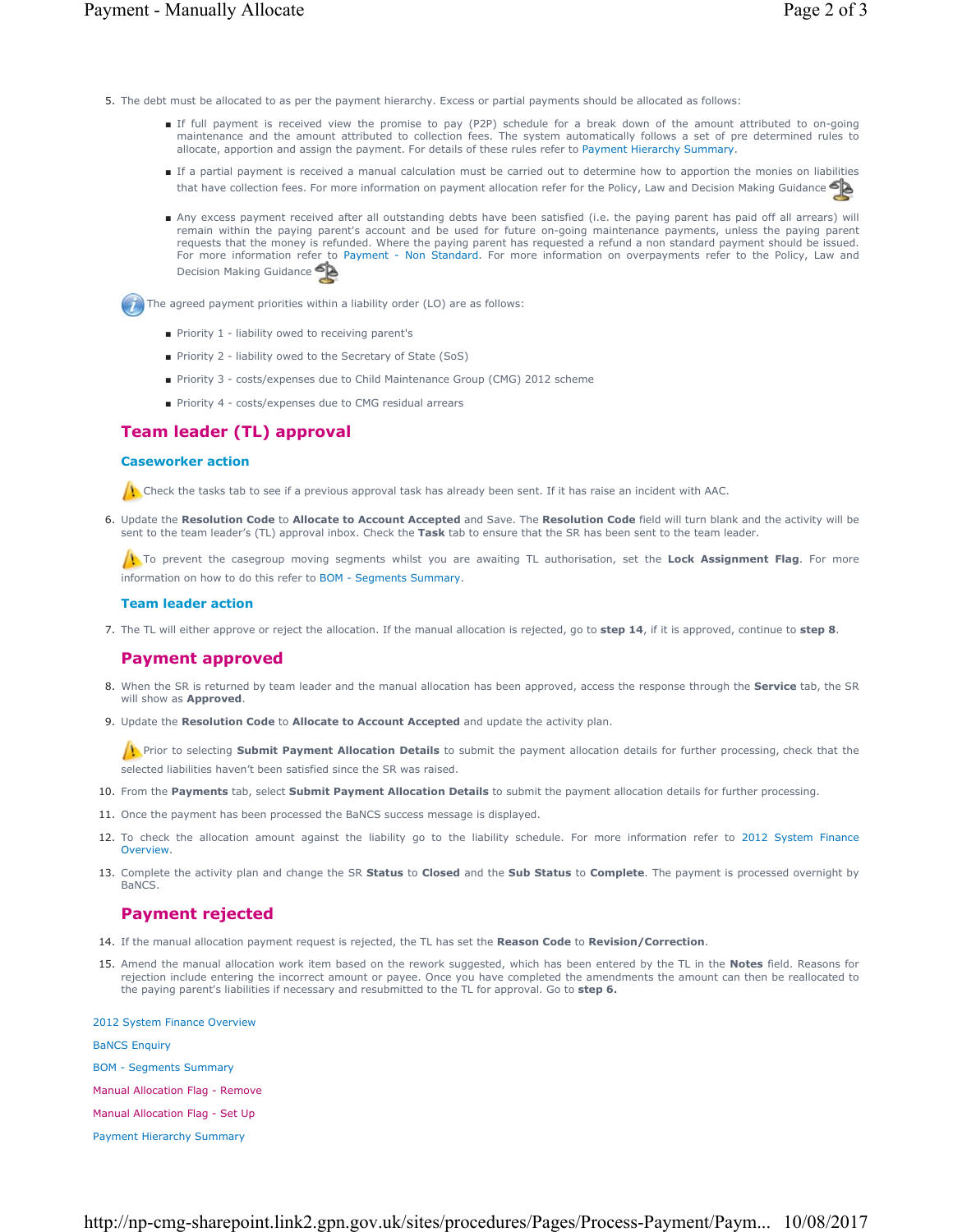5. The debt must be allocated to as per the payment hierarchy. Excess or partial payments should be allocated as follows:
   - If full payment is received view the promise to pay (P2P) schedule for a break down of the amount attributed to on-going maintenance and the amount attributed to collection fees. The system automatically follows a set of pre determined rules to allocate, apportion and assign the payment. For details of these rules refer to Payment Hierarchy Summary.
   - If a partial payment is received a manual calculation must be carried out to determine how to apportion the monies on liabilities that have collection fees. For more information on payment allocation refer for the Policy, Law and Decision Making Guidance
   - Any excess payment received after all outstanding debts have been satisfied (i.e. the paying parent has paid off all arrears) will remain within the paying parent's account and be used for future on-going maintenance payments, unless the paying parent requests that the money is refunded. Where the paying parent has requested a refund a non standard payment should be issued. For more information refer to Payment - Non Standard. For more information on overpayments refer to the Policy, Law and Decision Making Guidance

The agreed payment priorities within a liability order (LO) are as follows:

- Priority 1 - liability owed to receiving parent's
- Priority 2 - liability owed to the Secretary of State (SoS)
- Priority 3 - costs/expenses due to Child Maintenance Group (CMG) 2012 scheme
- Priority 4 - costs/expenses due to CMG residual arrears

## Team leader (TL) approval

### Caseworker action

Check the tasks tab to see if a previous approval task has already been sent. If it has raise an incident with AAC.

6. Update the **Resolution Code** to **Allocate to Account Accepted** and Save. The **Resolution Code** field will turn blank and the activity will be sent to the team leader's (TL) approval inbox. Check the **Task** tab to ensure that the SR has been sent to the team leader.

To prevent the casegroup moving segments whilst you are awaiting TL authorisation, set the **Lock Assignment Flag**. For more information on how to do this refer to BOM - Segments Summary.

### Team leader action

7. The TL will either approve or reject the allocation. If the manual allocation is rejected, go to **step 14**, if it is approved, continue to **step 8**.

## Payment approved

8. When the SR is returned by team leader and the manual allocation has been approved, access the response through the **Service** tab, the SR will show as **Approved**.
9. Update the **Resolution Code** to **Allocate to Account Accepted** and update the activity plan.

Prior to selecting **Submit Payment Allocation Details** to submit the payment allocation details for further processing, check that the selected liabilities haven't been satisfied since the SR was raised.

10. From the **Payments** tab, select **Submit Payment Allocation Details** to submit the payment allocation details for further processing.
11. Once the payment has been processed the BaNCS success message is displayed.
12. To check the allocation amount against the liability go to the liability schedule. For more information refer to 2012 System Finance Overview.
13. Complete the activity plan and change the SR **Status** to **Closed** and the **Sub Status** to **Complete**. The payment is processed overnight by BaNCS.

## Payment rejected

14. If the manual allocation payment request is rejected, the TL has set the **Reason Code** to **Revision/Correction**.
15. Amend the manual allocation work item based on the rework suggested, which has been entered by the TL in the **Notes** field. Reasons for rejection include entering the incorrect amount or payee. Once you have completed the amendments the amount can then be reallocated to the paying parent's liabilities if necessary and resubmitted to the TL for approval. Go to **step 6.**

2012 System Finance Overview

BaNCS Enquiry

BOM - Segments Summary

Manual Allocation Flag - Remove

Manual Allocation Flag - Set Up

Payment Hierarchy Summary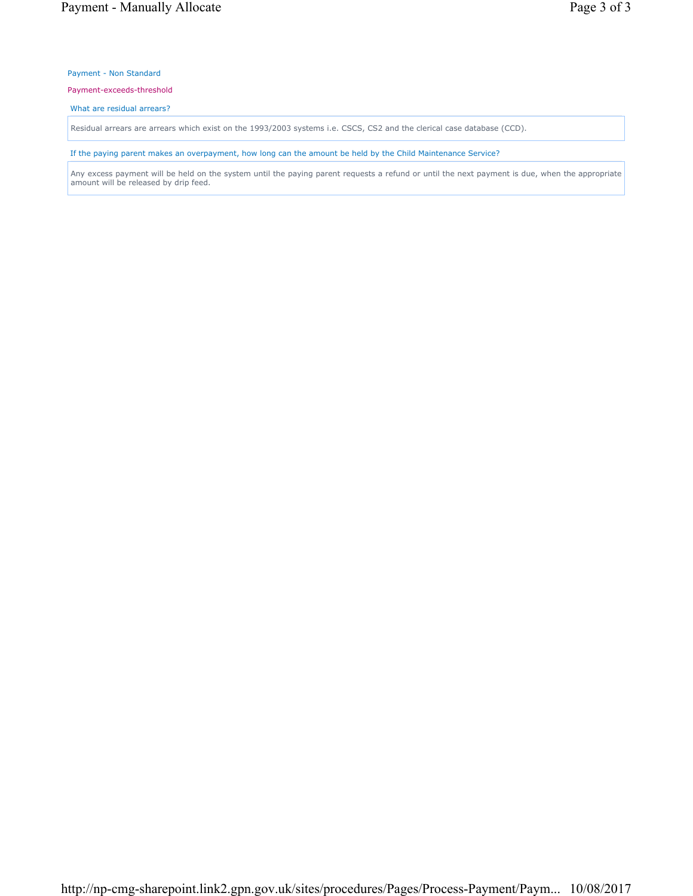Payment - Non Standard

Payment-exceeds-threshold

What are residual arrears?

Residual arrears are arrears which exist on the 1993/2003 systems i.e. CSCS, CS2 and the clerical case database (CCD).

If the paying parent makes an overpayment, how long can the amount be held by the Child Maintenance Service?

Any excess payment will be held on the system until the paying parent requests a refund or until the next payment is due, when the appropriate amount will be released by drip feed.